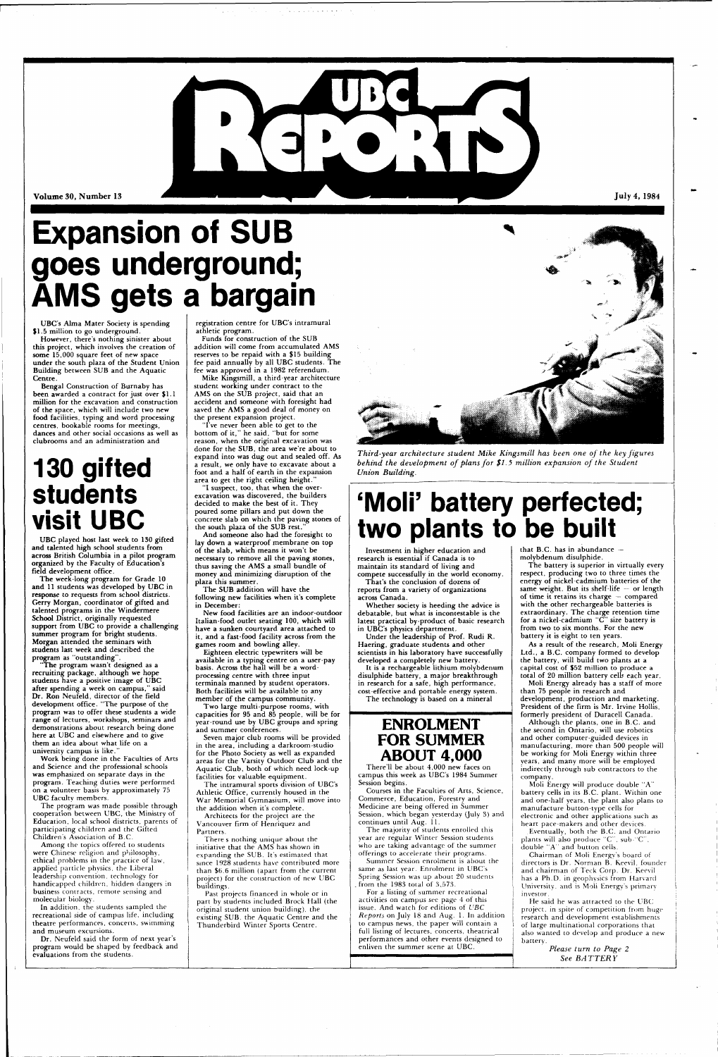# UBC Reports

Volume 30, Number 13 — July 4, 1984

# Expansion of SUB goes underground; AMS gets a bargain

UBC's Alma Mater Society is spending $1.5 million to go underground.

However, there's nothing sinister about this project, which involves the creation of some 15,000 square feet of new space under the south plaza of the Student Union Building between SUB and the Aquatic Centre.

Bengal Construction of Burnaby has been awarded a contract for just over $1.1 million for the excavation and construction of the space, which will include two new food facilities, typing and word processing centres, bookable rooms for meetings, dances and other social occasions as well as clubrooms and an administration and registration centre for UBC's intramural athletic program.

Funds for construction of the SUB addition will come from accumulated AMS reserves to be repaid with a $15 building fee paid annually by all UBC students. The fee was approved in a 1982 referendum.

Mike Kingsmill, a third-year architecture student working under contract to the AMS on the SUB project, said that an accident and someone with foresight had saved the AMS a good deal of money on the present expansion project.

"I've never been able to get to the bottom of it," he said, "but for some reason, when the original excavation was done for the SUB, the area we're about to expand into was dug out and sealed off. As a result, we only have to excavate about a foot and a half of earth in the expansion area to get the right ceiling height."

"I suspect, too, that when the over-excavation was discovered, the builders decided to make the best of it. They poured some pillars and put down the concrete slab on which the paving stones of the south plaza of the SUB rest."

And someone also had the foresight to lay down a waterproof membrane on top of the slab, which means it won't be necessary to remove all the paving stones, thus saving the AMS a small bundle of money and minimizing disruption of the plaza this summer.

The SUB addition will have the following new facilities when it's complete in December:

New food facilities are an indoor-outdoor Italian-food outlet seating 100, which will have a sunken courtyard area attached to it, and a fast-food facility across from the games room and bowling alley.

Eighteen electric typewriters will be available in a typing centre on a user-pay basis. Across the hall will be a word-processing centre with three input terminals manned by student operators. Both facilities will be available to any member of the campus community.

Two large multi-purpose rooms, with capacities for 95 and 85 people, will be for year-round use by UBC groups and spring and summer conferences.

Seven major club rooms will be provided in the area, including a darkroom-studio for the Photo Society as well as expanded areas for the Varsity Outdoor Club and the Aquatic Club, both of which need lock-up facilities for valuable equipment.

The intramural sports division of UBC's Athletic Office, currently housed in the War Memorial Gymnasium, will move into the addition when it's complete.

Architects for the project are the Vancouver firm of Henriquez and Partners.

There's nothing unique about the initiative that the AMS has shown in expanding the SUB. It's estimated that since 1928 students have contributed more than $6.6 million (apart from the current project) for the construction of new UBC buildings.

Past projects financed in whole or in part by students included Brock Hall (the original student union building), the existing SUB, the Aquatic Centre and the Thunderbird Winter Sports Centre.

*Third-year architecture student Mike Kingsmill has been one of the key figures behind the development of plans for $1.5 million expansion of the Student Union Building.*

# 130 gifted students visit UBC

UBC played host last week to 130 gifted and talented high school students from across British Columbia in a pilot program organized by the Faculty of Education's field development office.

The week-long program for Grade 10 and 11 students was developed by UBC in response to requests from school districts. Gerry Morgan, coordinator of gifted and talented programs in the Windermere School District, originally requested support from UBC to provide a challenging summer program for bright students. Morgan attended the seminars with students last week and described the program as "outstanding".

"The program wasn't designed as a recruiting package, although we hope students have a positive image of UBC after spending a week on campus," said Dr. Ron Neufeld, director of the field development office. "The purpose of the program was to offer these students a wide range of lectures, workshops, seminars and demonstrations about research being done here at UBC and elsewhere and to give them an idea about what life on a university campus is like."

Work being done in the Faculties of Arts and Science and the professional schools was emphasized on separate days in the program. Teaching duties were performed on a volunteer basis by approximately 75 UBC faculty members.

The program was made possible through cooperation between UBC, the Ministry of Education, local school districts, parents of participating children and the Gifted Children's Association of B.C.

Among the topics offered to students were Chinese religion and philosophy, ethical problems in the practice of law, applied particle physics, the Liberal leadership convention, technology for handicapped children, hidden dangers in business contracts, remote sensing and molecular biology.

In addition, the students sampled the recreational side of campus life, including theatre performances, concerts, swimming and museum excursions.

Dr. Neufeld said the form of next year's program would be shaped by feedback and evaluations from the students.

# 'Moli' battery perfected; two plants to be built

Investment in higher education and research is essential if Canada is to maintain its standard of living and compete successfully in the world economy.

That's the conclusion of dozens of reports from a variety of organizations across Canada.

Whether society is heeding the advice is debatable, but what is incontestable is the latest practical by-product of basic research in UBC's physics department.

Under the leadership of Prof. Rudi R. Haering, graduate students and other scientists in his laboratory have successfully developed a completely new battery.

It is a rechargeable lithium molybdenum disulphide battery, a major breakthrough in research for a safe, high performance, cost-effective and portable energy system.

The technology is based on a mineral that B.C. has in abundance — molybdenum disulphide.

The battery is superior in virtually every respect, producing two to three times the energy of nickel-cadmium batteries of the same weight. But its shelf-life — or length of time it retains its charge — compared with the other rechargeable batteries is extraordinary. The charge retention time for a nickel-cadmium "C" size battery is from two to six months. For the new battery it is eight to ten years.

As a result of the research, Moli Energy Ltd., a B.C. company formed to develop the battery, will build two plants at a capital cost of $52 million to produce a total of 20 million battery cells each year.

Moli Energy already has a staff of more than 75 people in research and development, production and marketing. President of the firm is Mr. Irvine Hollis, formerly president of Duracell Canada.

Although the plants, one in B.C. and the second in Ontario, will use robotics and other computer-guided devices in manufacturing, more than 500 people will be working for Moli Energy within three years, and many more will be employed indirectly through sub contractors to the company.

Moli Energy will produce double "A" battery cells in its B.C. plant. Within one and one-half years, the plant also plans to manufacture button-type cells for electronic and other applications such as heart pace-makers and other devices.

Eventually, both the B.C. and Ontario plants will also produce "C", sub-"C", double "A" and button cells.

Chairman of Moli Energy's board of directors is Dr. Norman B. Keevil, founder and chairman of Teck Corp. Dr. Keevil has a Ph.D. in geophysics from Harvard University, and is Moli Energy's primary investor.

He said he was attracted to the UBC project, in spite of competition from huge research and development establishments of large multinational corporations that also wanted to develop and produce a new battery.

*Please turn to Page 2*
*See BATTERY*

## ENROLMENT FOR SUMMER ABOUT 4,000

There'll be about 4,000 new faces on campus this week as UBC's 1984 Summer Session begins.

Courses in the Faculties of Arts, Science, Commerce, Education, Forestry and Medicine are being offered in Summer Session, which began yesterday (July 3) and continues until Aug. 11.

The majority of students enrolled this year are regular Winter Session students who are taking advantage of the summer offerings to accelerate their programs.

Summer Session enrolment is about the same as last year. Enrolment in UBC's Spring Session was up about 20 students from the 1983 total of 3,573.

For a listing of summer recreational activities on campus see page 4 of this issue. And watch for editions of *UBC Reports* on July 18 and Aug. 1. In addition to campus news, the paper will contain a full listing of lectures, concerts, theatrical performances and other events designed to enliven the summer scene at UBC.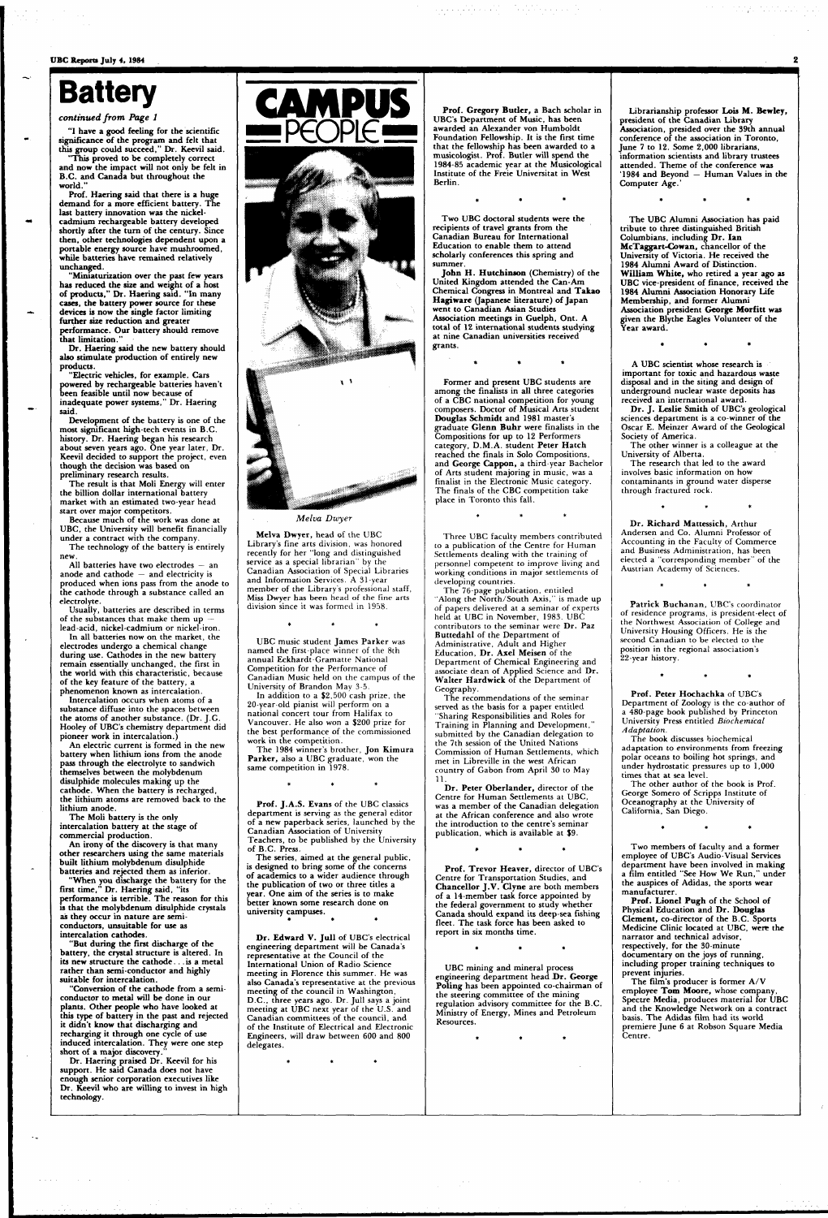# Battery

*continued from Page 1*

"I have a good feeling for the scientific significance of the program and felt that this group could succeed," Dr. Keevil said.

"This proved to be completely correct and now the impact will not only be felt in B.C. and Canada but throughout the world."

Prof. Haering said that there is a huge demand for a more efficient battery. The last battery innovation was the nickel-cadmium rechargeable battery developed shortly after the turn of the century. Since then, other technologies dependent upon a portable energy source have mushroomed, while batteries have remained relatively unchanged.

"Miniaturization over the past few years has reduced the size and weight of a host of products," Dr. Haering said. "In many cases, the battery power source for these devices is now the single factor limiting further size reduction and greater performance. Our battery should remove that limitation."

Dr. Haering said the new battery should also stimulate production of entirely new products.

"Electric vehicles, for example. Cars powered by rechargeable batteries haven't been feasible until now because of inadequate power systems," Dr. Haering said.

Development of the battery is one of the most significant high-tech events in B.C. history. Dr. Haering began his research about seven years ago. One year later, Dr. Keevil decided to support the project, even though the decision was based on preliminary research results.

The result is that Moli Energy will enter the billion dollar international battery market with an estimated two-year head start over major competitors.

Because much of the work was done at UBC, the University will benefit financially under a contract with the company.

The technology of the battery is entirely new.

All batteries have two electrodes — an anode and cathode — and electricity is produced when ions pass from the anode to the cathode through a substance called an electrolyte.

Usually, batteries are described in terms of the substances that make them up — lead-acid, nickel-cadmium or nickel-iron.

In all batteries now on the market, the electrodes undergo a chemical change during use. Cathodes in the new battery remain essentially unchanged, the first in the world with this characteristic, because of the key feature of the battery, a phenomenon known as intercalation.

Intercalation occurs when atoms of a substance diffuse into the spaces between the atoms of another substance. (Dr. J.G. Hooley of UBC's chemistry department did pioneer work in intercalation.)

An electric current is formed in the new battery when lithium ions from the anode pass through the electrolyte to sandwich themselves between the molybdenum disulphide molecules making up the cathode. When the battery is recharged, the lithium atoms are removed back to the lithium anode.

The Moli battery is the only intercalation battery at the stage of commercial production.

An irony of the discovery is that many other researchers using the same materials built lithium molybdenum disulphide batteries and rejected them as inferior.

"When you discharge the battery for the first time," Dr. Haering said, "its performance is terrible. The reason for this is that the molybdenum disulphide crystals as they occur in nature are semi-conductors, unsuitable for use as intercalation cathodes.

"But during the first discharge of the battery, the crystal structure is altered. In its new structure the cathode...is a metal rather than semi-conductor and highly suitable for intercalation.

"Conversion of the cathode from a semi-conductor to metal will be done in our plants. Other people who have looked at this type of battery in the past and rejected it didn't know that discharging and recharging it through one cycle of use induced intercalation. They were one step short of a major discovery."

Dr. Haering praised Dr. Keevil for his support. He said Canada does not have enough senior corporation executives like Dr. Keevil who are willing to invest in high technology.

# CAMPUS PEOPLE

*Melva Dwyer*

**Melva Dwyer**, head of the UBC Library's fine arts division, was honored recently for her "long and distinguished service as a special librarian" by the Canadian Association of Special Libraries and Information Services. A 31-year member of the Library's professional staff, Miss Dwyer has been head of the fine arts division since it was formed in 1958.

\* \* \*

UBC music student **James Parker** was named the first-place winner of the 8th annual Eckhardt-Gramatte National Competition for the Performance of Canadian Music held on the campus of the University of Brandon May 3-5.

In addition to a $2,500 cash prize, the 20-year-old pianist will perform on a national concert tour from Halifax to Vancouver. He also won a $200 prize for the best performance of the commissioned work in the competition.

The 1984 winner's brother, **Jon Kimura Parker**, also a UBC graduate, won the same competition in 1978.

\* \* \*

**Prof. J.A.S. Evans** of the UBC classics department is serving as the general editor of a new paperback series, launched by the Canadian Association of University Teachers, to be published by the University of B.C. Press.

The series, aimed at the general public, is designed to bring some of the concerns of academics to a wider audience through the publication of two or three titles a year. One aim of the series is to make better known some research done on university campuses.

\* \* \*

**Dr. Edward V. Jull** of UBC's electrical engineering department will be Canada's representative at the Council of the International Union of Radio Science meeting in Florence this summer. He was also Canada's representative at the previous meeting of the council in Washington, D.C., three years ago. Dr. Jull says a joint meeting at UBC next year of the U.S. and Canadian committees of the council, and of the Institute of Electrical and Electronic Engineers, will draw between 600 and 800 delegates.

\* \* \*

**Prof. Gregory Butler**, a Bach scholar in UBC's Department of Music, has been awarded an Alexander von Humboldt Foundation Fellowship. It is the first time that the fellowship has been awarded to a musicologist. Prof. Butler will spend the 1984-85 academic year at the Musicological Institute of the Freie Universitat in West Berlin.

\* \* \*

Two UBC doctoral students were the recipients of travel grants from the Canadian Bureau for International Education to enable them to attend scholarly conferences this spring and summer.

**John H. Hutchinson** (Chemistry) of the United Kingdom attended the Can-Am Chemical Congress in Montreal and **Takao Hagiwara** (Japanese literature) of Japan went to Canadian Asian Studies Association meetings in Guelph, Ont. A total of 12 international students studying at nine Canadian universities received grants.

\* \* \*

Former and present UBC students are among the finalists in all three categories of a CBC national competition for young composers. Doctor of Musical Arts student **Douglas Schmidt** and 1981 master's graduate **Glenn Buhr** were finalists in the Compositions for up to 12 Performers category, D.M.A. student **Peter Hatch** reached the finals in Solo Compositions, and **George Cappon**, a third-year Bachelor of Arts student majoring in music, was a finalist in the Electronic Music category. The finals of the CBC competition take place in Toronto this fall.

\* \* \*

Three UBC faculty members contributed to a publication of the Centre for Human Settlements dealing with the training of personnel competent to improve living and working conditions in major settlements of developing countries.

The 76-page publication, entitled "Along the North/South Axis," is made up of papers delivered at a seminar of experts held at UBC in November, 1983. UBC contributors to the seminar were **Dr. Paz Buttedahl** of the Department of Administrative, Adult and Higher Education, **Dr. Axel Meisen** of the Department of Chemical Engineering and associate dean of Applied Science and **Dr. Walter Hardwick** of the Department of Geography.

The recommendations of the seminar served as the basis for a paper entitled "Sharing Responsibilities and Roles for Training in Planning and Development," submitted by the Canadian delegation to the 7th session of the United Nations Commission of Human Settlements, which met in Libreville in the west African country of Gabon from April 30 to May 11.

**Dr. Peter Oberlander**, director of the Centre for Human Settlements at UBC, was a member of the Canadian delegation at the African conference and also wrote the introduction to the centre's seminar publication, which is available at $9.

\* \* \*

**Prof. Trevor Heaver**, director of UBC's Centre for Transportation Studies, and **Chancellor J.V. Clyne** are both members of a 14-member task force appointed by the federal government to study whether Canada should expand its deep-sea fishing fleet. The task force has been asked to report in six months time.

\* \* \*

UBC mining and mineral process engineering department head **Dr. George Poling** has been appointed co-chairman of the steering committee of the mining regulation advisory committee for the B.C. Ministry of Energy, Mines and Petroleum Resources.

\* \* \*

Librarianship professor **Lois M. Bewley**, president of the Canadian Library Association, presided over the 39th annual conference of the association in Toronto, June 7 to 12. Some 2,000 librarians, information scientists and library trustees attended. Theme of the conference was '1984 and Beyond — Human Values in the Computer Age.'

\* \* \*

The UBC Alumni Association has paid tribute to three distinguished British Columbians, including **Dr. Ian McTaggart-Cowan**, chancellor of the University of Victoria. He received the 1984 Alumni Award of Distinction. **William White**, who retired a year ago as UBC vice-president of finance, received the 1984 Alumni Association Honorary Life Membership, and former Alumni Association president **George Morfitt** was given the Blythe Eagles Volunteer of the Year award.

\* \* \*

A UBC scientist whose research is important for toxic and hazardous waste disposal and in the siting and design of underground nuclear waste deposits has received an international award.

**Dr. J. Leslie Smith** of UBC's geological sciences department is a co-winner of the Oscar E. Meinzer Award of the Geological Society of America.

The other winner is a colleague at the University of Alberta.

The research that led to the award involves basic information on how contaminants in ground water disperse through fractured rock.

\* \* \*

**Dr. Richard Mattessich**, Arthur Andersen and Co. Alumni Professor of Accounting in the Faculty of Commerce and Business Administration, has been elected a "corresponding member" of the Austrian Academy of Sciences.

\* \* \*

**Patrick Buchanan**, UBC's coordinator of residence programs, is president-elect of the Northwest Association of College and University Housing Officers. He is the second Canadian to be elected to the position in the regional association's 22-year history.

\* \* \*

**Prof. Peter Hochachka** of UBC's Department of Zoology is the co-author of a 480-page book published by Princeton University Press entitled *Biochemical Adaptation*.

The book discusses biochemical adaptation to environments from freezing polar oceans to boiling hot springs, and under hydrostatic pressures up to 1,000 times that at sea level.

The other author of the book is Prof. George Somero of Scripps Institute of Oceanography at the University of California, San Diego.

\* \* \*

Two members of faculty and a former employee of UBC's Audio-Visual Services department have been involved in making a film entitled "See How We Run," under the auspices of Adidas, the sports wear manufacturer.

**Prof. Lionel Pugh** of the School of Physical Education and **Dr. Douglas Clement**, co-director of the B.C. Sports Medicine Clinic located at UBC, were the narrator and technical advisor, respectively, for the 30-minute documentary on the joys of running, including proper training techniques to prevent injuries.

The film's producer is former A/V employee **Tom Moore**, whose company, Spectre Media, produces material for UBC and the Knowledge Network on a contract basis. The Adidas film had its world premiere June 6 at Robson Square Media Centre.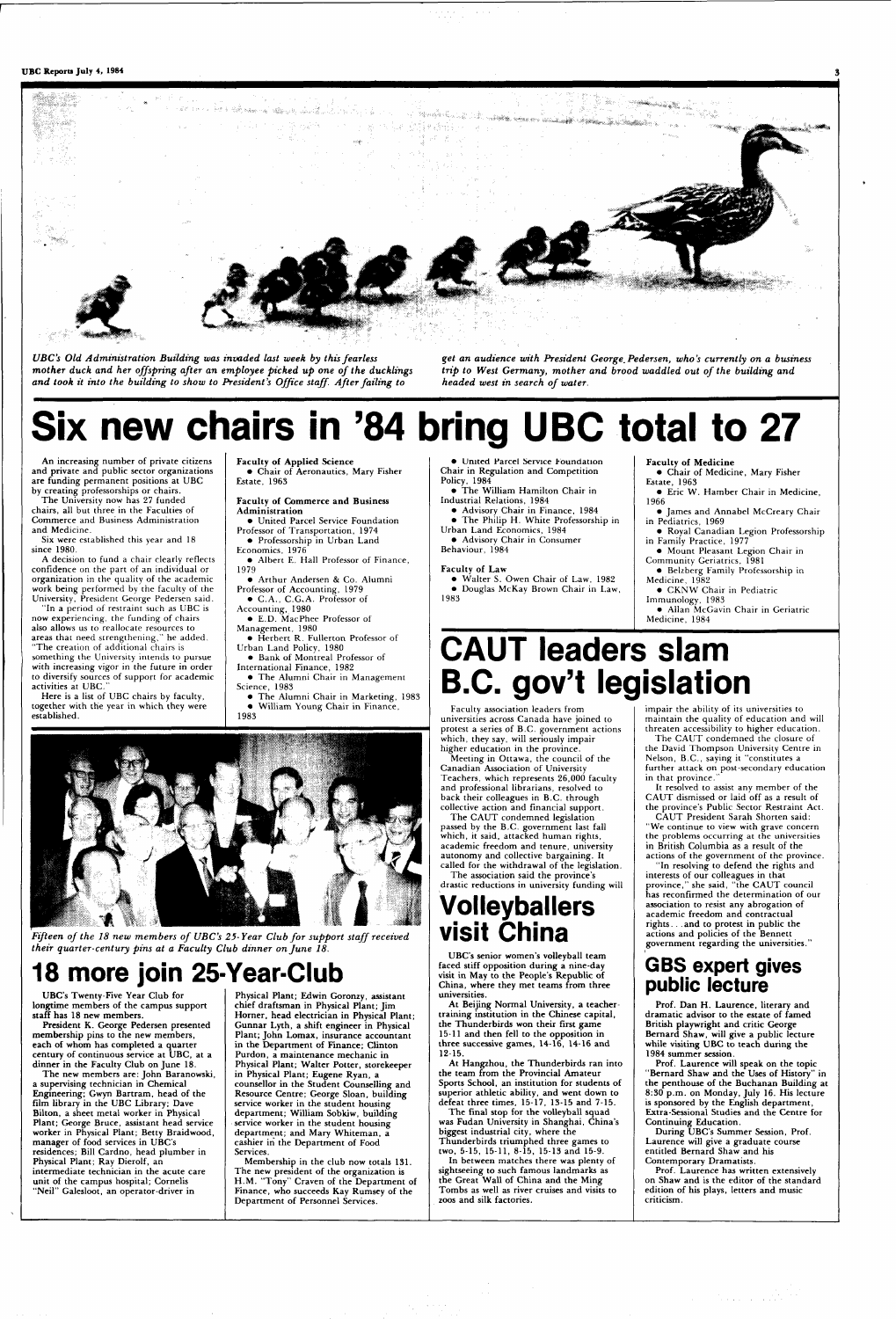*UBC's Old Administration Building was invaded last week by this fearless mother duck and her offspring after an employee picked up one of the ducklings and took it into the building to show to President's Office staff. After failing to get an audience with President George Pedersen, who's currently on a business trip to West Germany, mother and brood waddled out of the building and headed west in search of water.*

# Six new chairs in '84 bring UBC total to 27

An increasing number of private citizens and private and public sector organizations are funding permanent positions at UBC by creating professorships or chairs.

The University now has 27 funded chairs, all but three in the Faculties of Commerce and Business Administration and Medicine.

Six were established this year and 18 since 1980.

A decision to fund a chair clearly reflects confidence on the part of an individual or organization in the quality of the academic work being performed by the faculty of the University, President George Pedersen said.

"In a period of restraint such as UBC is now experiencing, the funding of chairs also allows us to reallocate resources to areas that need strengthening," he added. "The creation of additional chairs is something the University intends to pursue with increasing vigor in the future in order to diversify sources of support for academic activities at UBC."

Here is a list of UBC chairs by faculty, together with the year in which they were established.

**Faculty of Applied Science**

- Chair of Aeronautics, Mary Fisher Estate, 1963

**Faculty of Commerce and Business Administration**

- United Parcel Service Foundation Professor of Transportation, 1974
- Professorship in Urban Land Economics, 1976
- Albert E. Hall Professor of Finance, 1979
- Arthur Andersen & Co. Alumni Professor of Accounting, 1979
- C.A., C.G.A. Professor of Accounting, 1980
- E.D. MacPhee Professor of Management, 1980
- Herbert R. Fullerton Professor of Urban Land Policy, 1980
- Bank of Montreal Professor of International Finance, 1982
- The Alumni Chair in Management Science, 1983
- The Alumni Chair in Marketing, 1983
- William Young Chair in Finance, 1983
- United Parcel Service Foundation Chair in Regulation and Competition Policy, 1984
- The William Hamilton Chair in Industrial Relations, 1984
- Advisory Chair in Finance, 1984
- The Philip H. White Professorship in Urban Land Economics, 1984
- Advisory Chair in Consumer Behaviour, 1984

**Faculty of Law**

- Walter S. Owen Chair of Law, 1982
- Douglas McKay Brown Chair in Law, 1983

**Faculty of Medicine**

- Chair of Medicine, Mary Fisher Estate, 1963
- Eric W. Hamber Chair in Medicine, 1966
- James and Annabel McCreary Chair in Pediatrics, 1969
- Royal Canadian Legion Professorship in Family Practice, 1977
- Mount Pleasant Legion Chair in Community Geriatrics, 1981
- Belzberg Family Professorship in Medicine, 1982
- CKNW Chair in Pediatric Immunology, 1983
- Allan McGavin Chair in Geriatric Medicine, 1984

*Fifteen of the 18 new members of UBC's 25-Year Club for support staff received their quarter-century pins at a Faculty Club dinner on June 18.*

# 18 more join 25-Year-Club

UBC's Twenty-Five Year Club for longtime members of the campus support staff has 18 new members.

President K. George Pedersen presented membership pins to the new members, each of whom has completed a quarter century of continuous service at UBC, at a dinner in the Faculty Club on June 18.

The new members are: John Baranowski, a supervising technician in Chemical Engineering; Gwyn Bartram, head of the film library in the UBC Library; Dave Bilton, a sheet metal worker in Physical Plant; George Bruce, assistant head service worker in Physical Plant; Betty Braidwood, manager of food services in UBC's residences; Bill Cardno, head plumber in Physical Plant; Ray Dierolf, an intermediate technician in the acute care unit of the campus hospital; Cornelis "Neil" Galesloot, an operator-driver in Physical Plant; Edwin Goronzy, assistant chief draftsman in Physical Plant; Jim Horner, head electrician in Physical Plant; Gunnar Lyth, a shift engineer in Physical Plant; John Lomax, insurance accountant in the Department of Finance; Clinton Purdon, a maintenance mechanic in Physical Plant; Walter Potter, storekeeper in Physical Plant; Eugene Ryan, a counsellor in the Student Counselling and Resource Centre; George Sloan, building service worker in the student housing department; William Sobkiw, building service worker in the student housing department; and Mary Whiteman, a cashier in the Department of Food Services.

Membership in the club now totals 131. The new president of the organization is H.M. "Tony" Craven of the Department of Finance, who succeeds Kay Rumsey of the Department of Personnel Services.

# CAUT leaders slam B.C. gov't legislation

Faculty association leaders from universities across Canada have joined to protest a series of B.C. government actions which, they say, will seriously impair higher education in the province.

Meeting in Ottawa, the council of the Canadian Association of University Teachers, which represents 26,000 faculty and professional librarians, resolved to back their colleagues in B.C. through collective action and financial support.

The CAUT condemned legislation passed by the B.C. government last fall which, it said, attacked human rights, academic freedom and tenure, university autonomy and collective bargaining. It called for the withdrawal of the legislation.

The association said the province's drastic reductions in university funding will impair the ability of its universities to maintain the quality of education and will threaten accessibility to higher education.

The CAUT condemned the closure of the David Thompson University Centre in Nelson, B.C., saying it "constitutes a further attack on post-secondary education in that province."

It resolved to assist any member of the CAUT dismissed or laid off as a result of the province's Public Sector Restraint Act.

CAUT President Sarah Shorten said: "We continue to view with grave concern the problems occurring at the universities in British Columbia as a result of the actions of the government of the province.

"In resolving to defend the rights and interests of our colleagues in that province," she said, "the CAUT council has reconfirmed the determination of our association to resist any abrogation of academic freedom and contractual rights. . . and to protest in public the actions and policies of the Bennett government regarding the universities."

# Volleyballers visit China

UBC's senior women's volleyball team faced stiff opposition during a nine-day visit in May to the People's Republic of China, where they met teams from three universities.

At Beijing Normal University, a teacher-training institution in the Chinese capital, the Thunderbirds won their first game 15-11 and then fell to the opposition in three successive games, 14-16, 14-16 and 12-15.

At Hangzhou, the Thunderbirds ran into the team from the Provincial Amateur Sports School, an institution for students of superior athletic ability, and went down to defeat three times, 15-17, 13-15 and 7-15.

The final stop for the volleyball squad was Fudan University in Shanghai, China's biggest industrial city, where the Thunderbirds triumphed three games to two, 5-15, 15-11, 8-15, 15-13 and 15-9.

In between matches there was plenty of sightseeing to such famous landmarks as the Great Wall of China and the Ming Tombs as well as river cruises and visits to zoos and silk factories.

# GBS expert gives public lecture

Prof. Dan H. Laurence, literary and dramatic advisor to the estate of famed British playwright and critic George Bernard Shaw, will give a public lecture while visiting UBC to teach during the 1984 summer session.

Prof. Laurence will speak on the topic "Bernard Shaw and the Uses of History" in the penthouse of the Buchanan Building at 8:30 p.m. on Monday, July 16. His lecture is sponsored by the English department, Extra-Sessional Studies and the Centre for Continuing Education.

During UBC's Summer Session, Prof. Laurence will give a graduate course entitled Bernard Shaw and his Contemporary Dramatists.

Prof. Laurence has written extensively on Shaw and is the editor of the standard edition of his plays, letters and music criticism.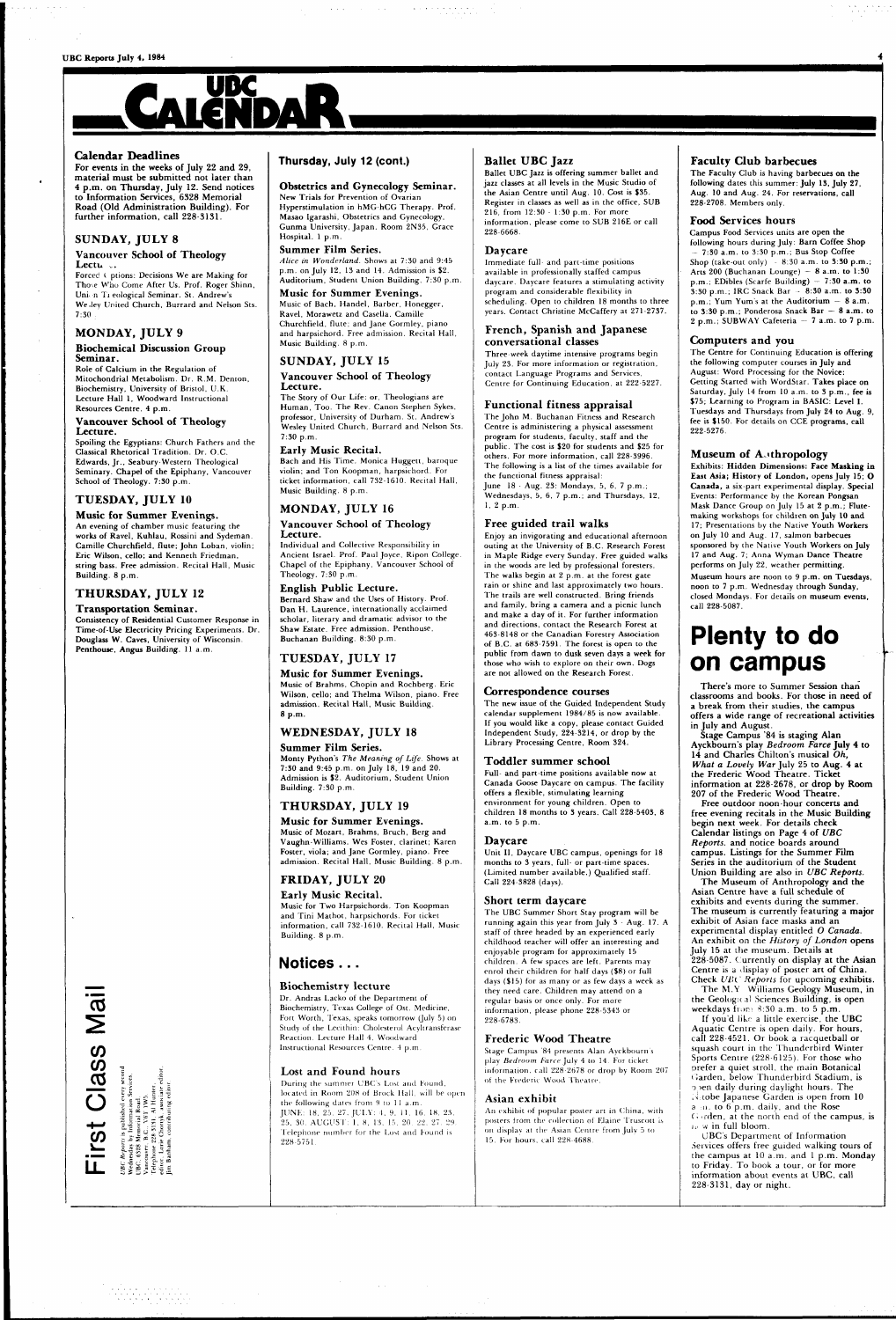# UBC CALENDAR

### Calendar Deadlines

For events in the weeks of July 22 and 29, material must be submitted not later than 4 p.m. on Thursday, July 12. Send notices to Information Services, 6328 Memorial Road (Old Administration Building). For further information, call 228-3131.

## SUNDAY, JULY 8

### Vancouver School of Theology Lecture.

Forced Options: Decisions We are Making for Those Who Come After Us. Prof. Roger Shinn, Union Theological Seminar. St. Andrew's Wesley United Church, Burrard and Nelson Sts. 7:30

## MONDAY, JULY 9

### Biochemical Discussion Group Seminar.

Role of Calcium in the Regulation of Mitochondrial Metabolism. Dr. R.M. Denton, Biochemistry, University of Bristol, U.K. Lecture Hall 1, Woodward Instructional Resources Centre. 4 p.m.

### Vancouver School of Theology Lecture.

Spoiling the Egyptians: Church Fathers and the Classical Rhetorical Tradition. Dr. O.C. Edwards, Jr., Seabury-Western Theological Seminary. Chapel of the Epiphany, Vancouver School of Theology. 7:30 p.m.

## TUESDAY, JULY 10

### Music for Summer Evenings.

An evening of chamber music featuring the works of Ravel, Kuhlau, Rossini and Sydeman. Camille Churchfield, flute; John Loban, violin; Eric Wilson, cello; and Kenneth Friedman, string bass. Free admission. Recital Hall, Music Building. 8 p.m.

## THURSDAY, JULY 12

### Transportation Seminar.

Consistency of Residential Customer Response in Time-of-Use Electricity Pricing Experiments. Dr. Douglass W. Caves, University of Wisconsin. Penthouse, Angus Building. 11 a.m.

## Thursday, July 12 (cont.)

### Obstetrics and Gynecology Seminar.

New Trials for Prevention of Ovarian Hyperstimulation in hMG-hCG Therapy. Prof. Masao Igarashi, Obstetrics and Gynecology, Gunma University, Japan. Room 2N35, Grace Hospital. 1 p.m.

### Summer Film Series.

*Alice in Wonderland.* Shows at 7:30 and 9:45 p.m. on July 12, 13 and 14. Admission is $2. Auditorium, Student Union Building. 7:30 p.m.

### Music for Summer Evenings.

Music of Bach, Handel, Barber, Honegger, Ravel, Morawetz and Casella. Camille Churchfield, flute; and Jane Gormley, piano and harpsichord. Free admission. Recital Hall, Music Building. 8 p.m.

## SUNDAY, JULY 15

### Vancouver School of Theology Lecture.

The Story of Our Life: or, Theologians are Human, Too. The Rev. Canon Stephen Sykes, professor, University of Durham. St. Andrew's Wesley United Church, Burrard and Nelson Sts. 7:30 p.m.

### Early Music Recital.

Bach and His Time. Monica Huggett, baroque violin; and Ton Koopman, harpsichord. For ticket information, call 732-1610. Recital Hall, Music Building. 8 p.m.

## MONDAY, JULY 16

### Vancouver School of Theology Lecture.

Individual and Collective Responsibility in Ancient Israel. Prof. Paul Joyce, Ripon College. Chapel of the Epiphany, Vancouver School of Theology. 7:30 p.m.

### English Public Lecture.

Bernard Shaw and the Uses of History. Prof. Dan H. Laurence, internationally acclaimed scholar, literary and dramatic advisor to the Shaw Estate. Free admission. Penthouse, Buchanan Building. 8:30 p.m.

## TUESDAY, JULY 17

### Music for Summer Evenings.

Music of Brahms, Chopin and Rochberg. Eric Wilson, cello; and Thelma Wilson, piano. Free admission. Recital Hall, Music Building. 8 p.m.

## WEDNESDAY, JULY 18

### Summer Film Series.

Monty Python's *The Meaning of Life.* Shows at 7:30 and 9:45 p.m. on July 18, 19 and 20. Admission is $2. Auditorium, Student Union Building. 7:30 p.m.

## THURSDAY, JULY 19

### Music for Summer Evenings.

Music of Mozart, Brahms, Bruch, Berg and Vaughn-Williams. Wes Foster, clarinet; Karen Foster, viola; and Jane Gormley, piano. Free admission. Recital Hall, Music Building. 8 p.m.

## FRIDAY, JULY 20

### Early Music Recital.

Music for Two Harpsichords. Ton Koopman and Tini Mathot, harpsichords. For ticket information, call 732-1610. Recital Hall, Music Building. 8 p.m.

## Notices...

### Biochemistry lecture

Dr. Andras Lacko of the Department of Biochemistry, Texas College of Ost. Medicine, Fort Worth, Texas, speaks tomorrow (July 5) on Study of the Lecithin: Cholesterol Acyltransferase Reaction. Lecture Hall 4, Woodward Instructional Resources Centre. 4 p.m.

### Lost and Found hours

During the summer UBC's Lost and Found, located in Room 208 of Brock Hall, will be open the following dates from 9 to 11 a.m.: JUNE: 18, 25, 27; JULY: 4, 9, 11, 16, 18, 23, 25, 30; AUGUST: 1, 8, 13, 15, 20, 22, 27, 29. Telephone number for the Lost and Found is 228-5751.

### Ballet UBC Jazz

Ballet UBC Jazz is offering summer ballet and jazz classes at all levels in the Music Studio of the Asian Centre until Aug. 10. Cost is $35. Register in classes as well as in the office, SUB 216, from 12:30 - 1:30 p.m. For more information, please come to SUB 216E or call 228-6668.

### Daycare

Immediate full- and part-time positions available in professionally staffed campus daycare. Daycare features a stimulating activity program and considerable flexibility in scheduling. Open to children 18 months to three years. Contact Christine McCaffery at 271-2737.

### French, Spanish and Japanese conversational classes

Three-week daytime intensive programs begin July 23. For more information or registration, contact Language Programs and Services, Centre for Continuing Education, at 222-5227.

### Functional fitness appraisal

The John M. Buchanan Fitness and Research Centre is administering a physical assessment program for students, faculty, staff and the public. The cost is $20 for students and $25 for others. For more information, call 228-3996. The following is a list of the times available for the functional fitness appraisal:
June 18 - Aug. 23: Mondays, 5, 6, 7 p.m.; Wednesdays, 5, 6, 7 p.m.; and Thursdays, 12, 1, 2 p.m.

### Free guided trail walks

Enjoy an invigorating and educational afternoon outing at the University of B.C. Research Forest in Maple Ridge every Sunday. Free guided walks in the woods are led by professional foresters. The walks begin at 2 p.m. at the forest gate rain or shine and last approximately two hours. The trails are well constructed. Bring friends and family, bring a camera and a picnic lunch and make a day of it. For further information and directions, contact the Research Forest at 463-8148 or the Canadian Forestry Association of B.C. at 683-7591. The forest is open to the public from dawn to dusk seven days a week for those who wish to explore on their own. Dogs are not allowed on the Research Forest.

### Correspondence courses

The new issue of the Guided Independent Study calendar supplement 1984/85 is now available. If you would like a copy, please contact Guided Independent Study, 224-3214, or drop by the Library Processing Centre, Room 324.

### Toddler summer school

Full- and part-time positions available now at Canada Goose Daycare on campus. The facility offers a flexible, stimulating learning environment for young children. Open to children 18 months to 3 years. Call 228-5403, 8 a.m. to 5 p.m.

### Daycare

Unit II, Daycare UBC campus, openings for 18 months to 3 years, full- or part-time spaces. (Limited number available.) Qualified staff. Call 224-3828 (days).

### Short term daycare

The UBC Summer Short Stay program will be running again this year from July 3 - Aug. 17. A staff of three headed by an experienced early childhood teacher will offer an interesting and enjoyable program for approximately 15 children. A few spaces are left. Parents may enrol their children for half days ($8) or full days ($15) for as many or as few days a week as they need care. Children may attend on a regular basis or once only. For more information, please phone 228-5343 or 228-6783.

### Frederic Wood Theatre

Stage Campus '84 presents Alan Ayckbourn's play *Bedroom Farce* July 4 to 14. For ticket information, call 228-2678 or drop by Room 207 of the Frederic Wood Theatre.

### Asian exhibit

An exhibit of popular poster art in China, with posters from the collection of Elaine Truscott is on display at the Asian Centre from July 5 to 15. For hours, call 228-4688.

### Faculty Club barbecues

The Faculty Club is having barbecues on the following dates this summer: **July 13, July 27, Aug. 10 and Aug. 24.** For reservations, call 228-2708. Members only.

### Food Services hours

Campus Food Services units are open the following hours during July: Barn Coffee Shop — 7:30 a.m. to 3:30 p.m.; Bus Stop Coffee Shop (take-out only) — 8:30 a.m. to 3:30 p.m.; Arts 200 (Buchanan Lounge) — 8 a.m. to 1:30 p.m.; EDibles (Scarfe Building) — 7:30 a.m. to 3:30 p.m.; IRC Snack Bar — 8:30 a.m. to 3:30 p.m.; Yum Yum's at the Auditorium — 8 a.m. to 3:30 p.m.; Ponderosa Snack Bar — 8 a.m. to 2 p.m.; SUBWAY Cafeteria — 7 a.m. to 7 p.m.

### Computers and you

The Centre for Continuing Education is offering the following computer courses in July and August: Word Processing for the Novice: Getting Started with WordStar. Takes place on Saturday, July 14 from 10 a.m. to 5 p.m., fee is $75; Learning to Program in BASIC: Level I. Tuesdays and Thursdays from July 24 to Aug. 9, fee is $150. For details on CCE programs, call 222-5276.

### Museum of Anthropology

Exhibits: **Hidden Dimensions: Face Masking in East Asia; History of London, opens July 15; O Canada,** a six-part experimental display. **Special Events:** Performance by the Korean Pongsan Mask Dance Group on July 15 at 2 p.m.; Flute-making workshops for children on July 10 and 17; Presentations by the Native Youth Workers on July 10 and Aug. 17, salmon barbecues sponsored by the Native Youth Workers on July 17 and Aug. 7; Anna Wyman Dance Theatre performs on July 22, weather permitting.
Museum hours are noon to 9 p.m. on Tuesdays, noon to 7 p.m. Wednesday through Sunday, closed Mondays. For details on museum events, call 228-5087.

# Plenty to do on campus

There's more to Summer Session than classrooms and books. For those in need of a break from their studies, the campus offers a wide range of recreational activities in July and August.

Stage Campus '84 is staging Alan Ayckbourn's play *Bedroom Farce* July 4 to 14 and Charles Chilton's musical *Oh, What a Lovely War* July 25 to Aug. 4 at the Frederic Wood Theatre. Ticket information at 228-2678, or drop by Room 207 of the Frederic Wood Theatre.

Free outdoor noon-hour concerts and free evening recitals in the Music Building begin next week. For details check Calendar listings on Page 4 of *UBC Reports*, and notice boards around campus. Listings for the Summer Film Series in the auditorium of the Student Union Building are also in *UBC Reports*.

The Museum of Anthropology and the Asian Centre have a full schedule of exhibits and events during the summer. The museum is currently featuring a major exhibit of Asian face masks and an experimental display entitled *O Canada*. An exhibit on the *History of London* opens July 15 at the museum. Details at 228-5087. Currently on display at the Asian Centre is a display of poster art of China. Check *UBC Reports* for upcoming exhibits.

The M.Y. Williams Geology Museum, in the Geological Sciences Building, is open weekdays from 8:30 a.m. to 5 p.m.

If you'd like a little exercise, the UBC Aquatic Centre is open daily. For hours, call 228-4521. Or book a racquetball or squash court in the Thunderbird Winter Sports Centre (228-6125). For those who prefer a quiet stroll, the main Botanical Garden, below Thunderbird Stadium, is open daily during daylight hours. The Nitobe Japanese Garden is open from 10 a.m. to 6 p.m. daily, and the Rose Garden, at the north end of the campus, is now in full bloom.

UBC's Department of Information Services offers free guided walking tours of the campus at 10 a.m. and 1 p.m. Monday to Friday. To book a tour, or for more information about events at UBC, call 228-3131, day or night.

First Class Mail

*UBC Reports* is published every second Wednesday by Information Services, UBC, 6328 Memorial Road, Vancouver, B.C. V6T 1W5. Telephone 228-3131. Al Hunter, editor. Lorie Chortyk, associate editor. Jim Banham, contributing editor.